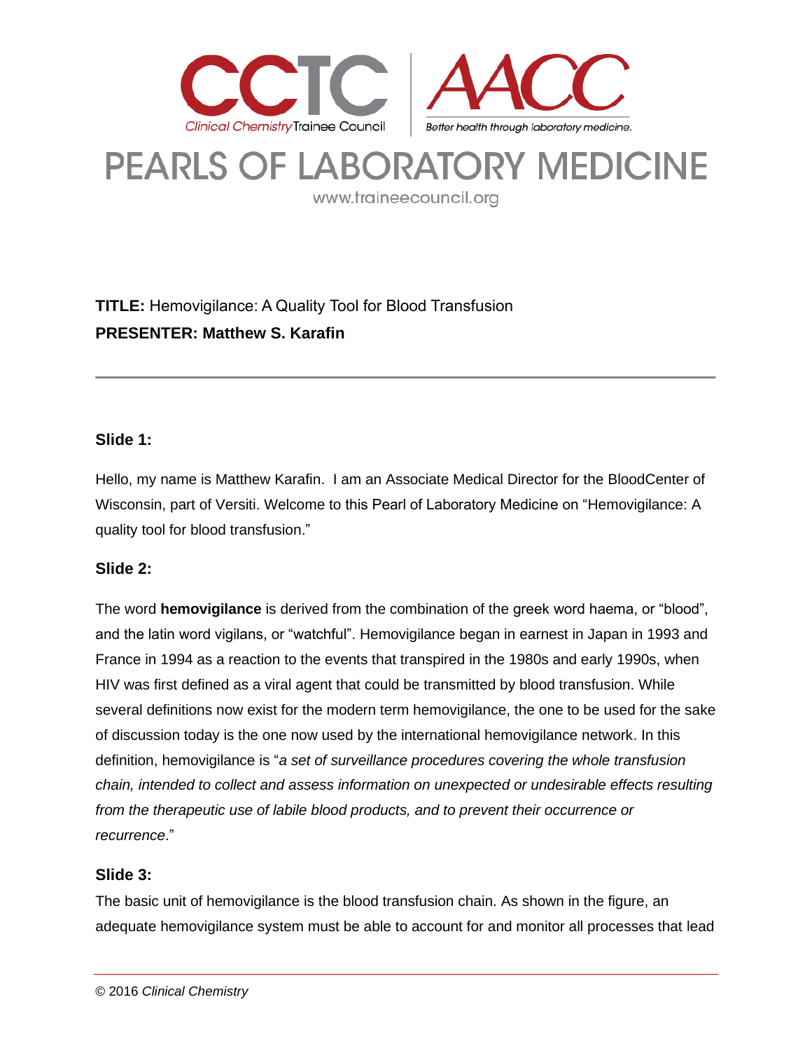# PEARLS OF LABORATORY MEDICINE

www.traineecouncil.org

**TITLE:** Hemovigilance: A Quality Tool for Blood Transfusion

**PRESENTER: Matthew S. Karafin**

---

### Slide 1:

Hello, my name is Matthew Karafin. I am an Associate Medical Director for the BloodCenter of Wisconsin, part of Versiti. Welcome to this Pearl of Laboratory Medicine on "Hemovigilance: A quality tool for blood transfusion."

### Slide 2:

The word **hemovigilance** is derived from the combination of the greek word haema, or "blood", and the latin word vigilans, or "watchful". Hemovigilance began in earnest in Japan in 1993 and France in 1994 as a reaction to the events that transpired in the 1980s and early 1990s, when HIV was first defined as a viral agent that could be transmitted by blood transfusion. While several definitions now exist for the modern term hemovigilance, the one to be used for the sake of discussion today is the one now used by the international hemovigilance network. In this definition, hemovigilance is "*a set of surveillance procedures covering the whole transfusion chain, intended to collect and assess information on unexpected or undesirable effects resulting from the therapeutic use of labile blood products, and to prevent their occurrence or recurrence*."

### Slide 3:

The basic unit of hemovigilance is the blood transfusion chain. As shown in the figure, an adequate hemovigilance system must be able to account for and monitor all processes that lead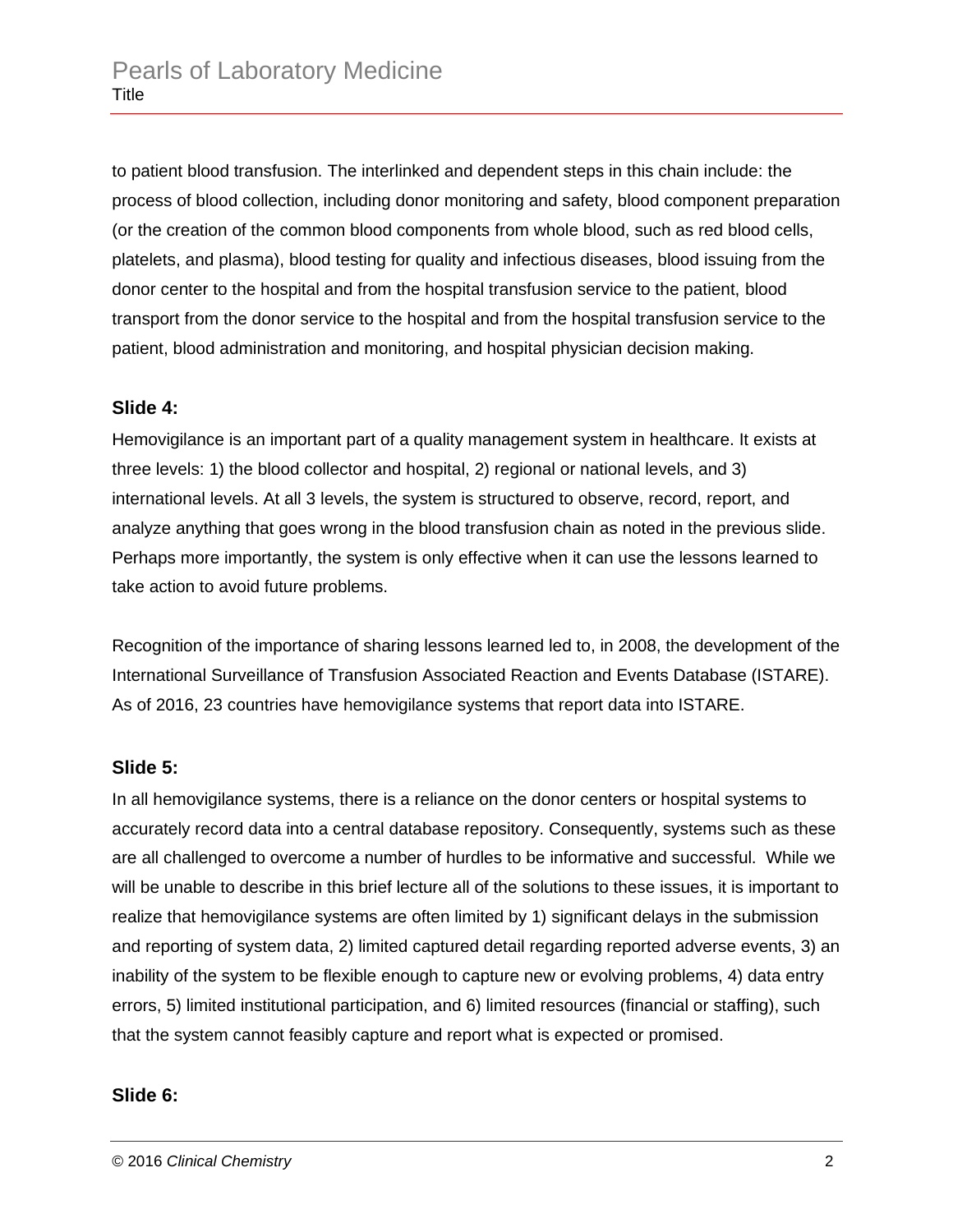to patient blood transfusion. The interlinked and dependent steps in this chain include: the process of blood collection, including donor monitoring and safety, blood component preparation (or the creation of the common blood components from whole blood, such as red blood cells, platelets, and plasma), blood testing for quality and infectious diseases, blood issuing from the donor center to the hospital and from the hospital transfusion service to the patient, blood transport from the donor service to the hospital and from the hospital transfusion service to the patient, blood administration and monitoring, and hospital physician decision making.

**Slide 4:**

Hemovigilance is an important part of a quality management system in healthcare. It exists at three levels: 1) the blood collector and hospital, 2) regional or national levels, and 3) international levels. At all 3 levels, the system is structured to observe, record, report, and analyze anything that goes wrong in the blood transfusion chain as noted in the previous slide. Perhaps more importantly, the system is only effective when it can use the lessons learned to take action to avoid future problems.

Recognition of the importance of sharing lessons learned led to, in 2008, the development of the International Surveillance of Transfusion Associated Reaction and Events Database (ISTARE). As of 2016, 23 countries have hemovigilance systems that report data into ISTARE.

**Slide 5:**

In all hemovigilance systems, there is a reliance on the donor centers or hospital systems to accurately record data into a central database repository. Consequently, systems such as these are all challenged to overcome a number of hurdles to be informative and successful. While we will be unable to describe in this brief lecture all of the solutions to these issues, it is important to realize that hemovigilance systems are often limited by 1) significant delays in the submission and reporting of system data, 2) limited captured detail regarding reported adverse events, 3) an inability of the system to be flexible enough to capture new or evolving problems, 4) data entry errors, 5) limited institutional participation, and 6) limited resources (financial or staffing), such that the system cannot feasibly capture and report what is expected or promised.

**Slide 6:**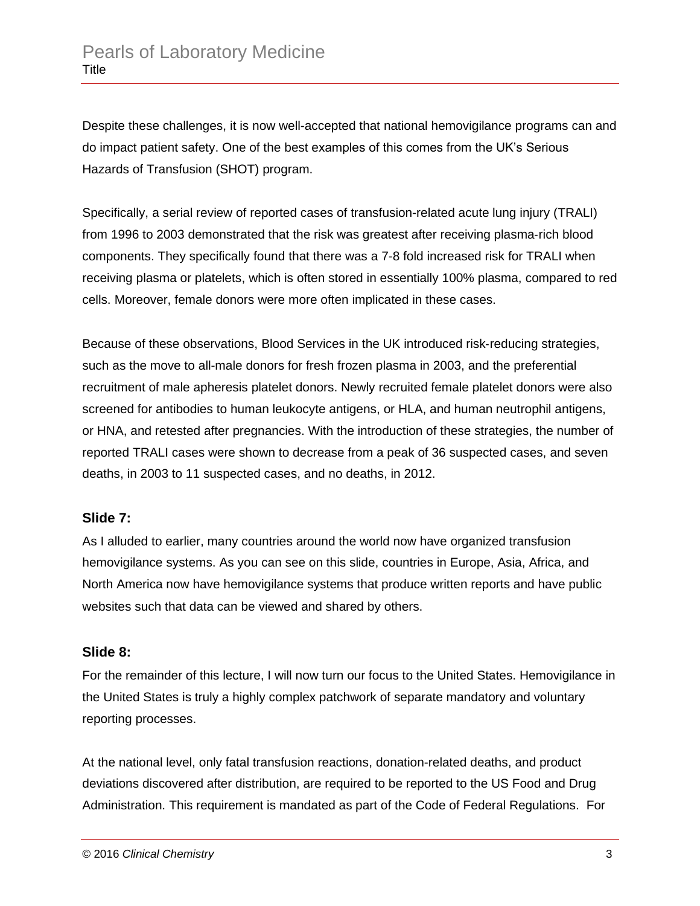Despite these challenges, it is now well-accepted that national hemovigilance programs can and do impact patient safety. One of the best examples of this comes from the UK's Serious Hazards of Transfusion (SHOT) program.

Specifically, a serial review of reported cases of transfusion-related acute lung injury (TRALI) from 1996 to 2003 demonstrated that the risk was greatest after receiving plasma-rich blood components. They specifically found that there was a 7-8 fold increased risk for TRALI when receiving plasma or platelets, which is often stored in essentially 100% plasma, compared to red cells. Moreover, female donors were more often implicated in these cases.

Because of these observations, Blood Services in the UK introduced risk-reducing strategies, such as the move to all-male donors for fresh frozen plasma in 2003, and the preferential recruitment of male apheresis platelet donors. Newly recruited female platelet donors were also screened for antibodies to human leukocyte antigens, or HLA, and human neutrophil antigens, or HNA, and retested after pregnancies. With the introduction of these strategies, the number of reported TRALI cases were shown to decrease from a peak of 36 suspected cases, and seven deaths, in 2003 to 11 suspected cases, and no deaths, in 2012.

### Slide 7:

As I alluded to earlier, many countries around the world now have organized transfusion hemovigilance systems. As you can see on this slide, countries in Europe, Asia, Africa, and North America now have hemovigilance systems that produce written reports and have public websites such that data can be viewed and shared by others.

### Slide 8:

For the remainder of this lecture, I will now turn our focus to the United States. Hemovigilance in the United States is truly a highly complex patchwork of separate mandatory and voluntary reporting processes.

At the national level, only fatal transfusion reactions, donation-related deaths, and product deviations discovered after distribution, are required to be reported to the US Food and Drug Administration. This requirement is mandated as part of the Code of Federal Regulations. For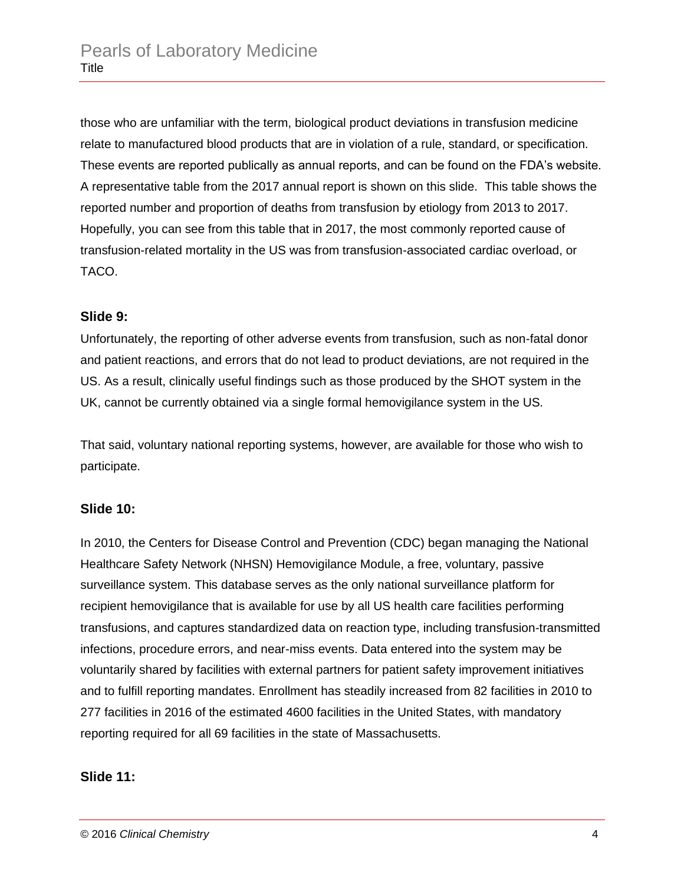those who are unfamiliar with the term, biological product deviations in transfusion medicine relate to manufactured blood products that are in violation of a rule, standard, or specification. These events are reported publically as annual reports, and can be found on the FDA's website. A representative table from the 2017 annual report is shown on this slide. This table shows the reported number and proportion of deaths from transfusion by etiology from 2013 to 2017. Hopefully, you can see from this table that in 2017, the most commonly reported cause of transfusion-related mortality in the US was from transfusion-associated cardiac overload, or TACO.

**Slide 9:**

Unfortunately, the reporting of other adverse events from transfusion, such as non-fatal donor and patient reactions, and errors that do not lead to product deviations, are not required in the US. As a result, clinically useful findings such as those produced by the SHOT system in the UK, cannot be currently obtained via a single formal hemovigilance system in the US.

That said, voluntary national reporting systems, however, are available for those who wish to participate.

**Slide 10:**

In 2010, the Centers for Disease Control and Prevention (CDC) began managing the National Healthcare Safety Network (NHSN) Hemovigilance Module, a free, voluntary, passive surveillance system. This database serves as the only national surveillance platform for recipient hemovigilance that is available for use by all US health care facilities performing transfusions, and captures standardized data on reaction type, including transfusion-transmitted infections, procedure errors, and near-miss events. Data entered into the system may be voluntarily shared by facilities with external partners for patient safety improvement initiatives and to fulfill reporting mandates. Enrollment has steadily increased from 82 facilities in 2010 to 277 facilities in 2016 of the estimated 4600 facilities in the United States, with mandatory reporting required for all 69 facilities in the state of Massachusetts.

**Slide 11:**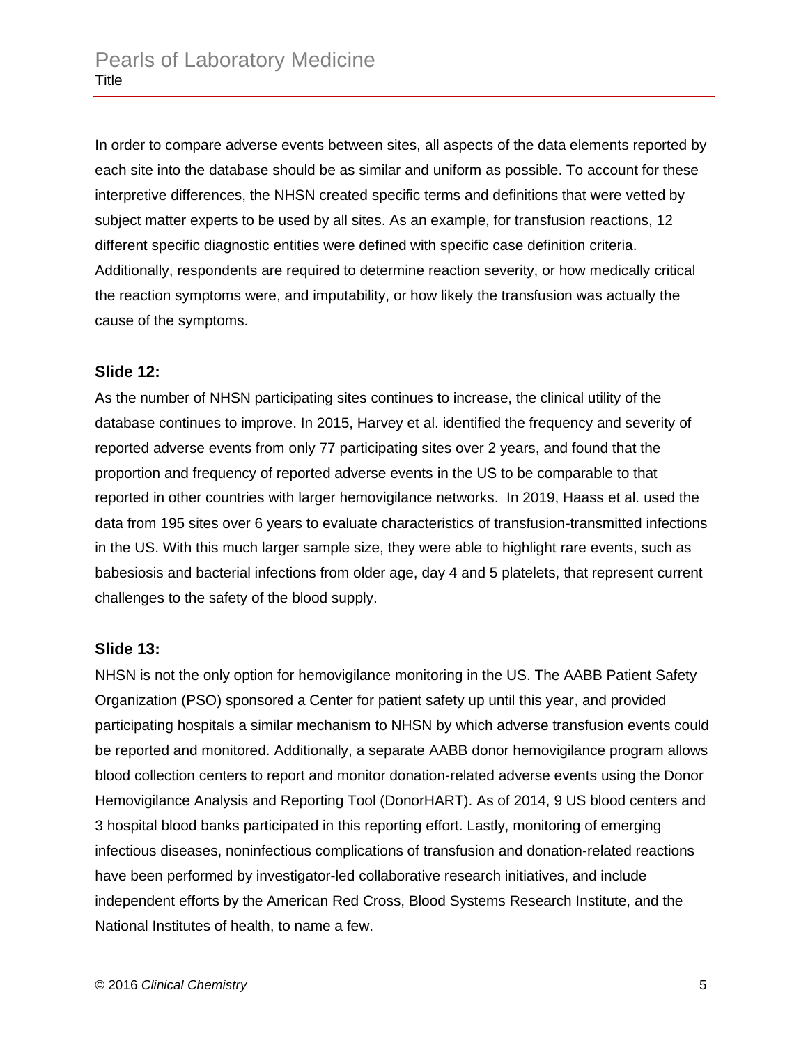In order to compare adverse events between sites, all aspects of the data elements reported by each site into the database should be as similar and uniform as possible. To account for these interpretive differences, the NHSN created specific terms and definitions that were vetted by subject matter experts to be used by all sites. As an example, for transfusion reactions, 12 different specific diagnostic entities were defined with specific case definition criteria. Additionally, respondents are required to determine reaction severity, or how medically critical the reaction symptoms were, and imputability, or how likely the transfusion was actually the cause of the symptoms.

**Slide 12:**

As the number of NHSN participating sites continues to increase, the clinical utility of the database continues to improve. In 2015, Harvey et al. identified the frequency and severity of reported adverse events from only 77 participating sites over 2 years, and found that the proportion and frequency of reported adverse events in the US to be comparable to that reported in other countries with larger hemovigilance networks. In 2019, Haass et al. used the data from 195 sites over 6 years to evaluate characteristics of transfusion-transmitted infections in the US. With this much larger sample size, they were able to highlight rare events, such as babesiosis and bacterial infections from older age, day 4 and 5 platelets, that represent current challenges to the safety of the blood supply.

**Slide 13:**

NHSN is not the only option for hemovigilance monitoring in the US. The AABB Patient Safety Organization (PSO) sponsored a Center for patient safety up until this year, and provided participating hospitals a similar mechanism to NHSN by which adverse transfusion events could be reported and monitored. Additionally, a separate AABB donor hemovigilance program allows blood collection centers to report and monitor donation-related adverse events using the Donor Hemovigilance Analysis and Reporting Tool (DonorHART). As of 2014, 9 US blood centers and 3 hospital blood banks participated in this reporting effort. Lastly, monitoring of emerging infectious diseases, noninfectious complications of transfusion and donation-related reactions have been performed by investigator-led collaborative research initiatives, and include independent efforts by the American Red Cross, Blood Systems Research Institute, and the National Institutes of health, to name a few.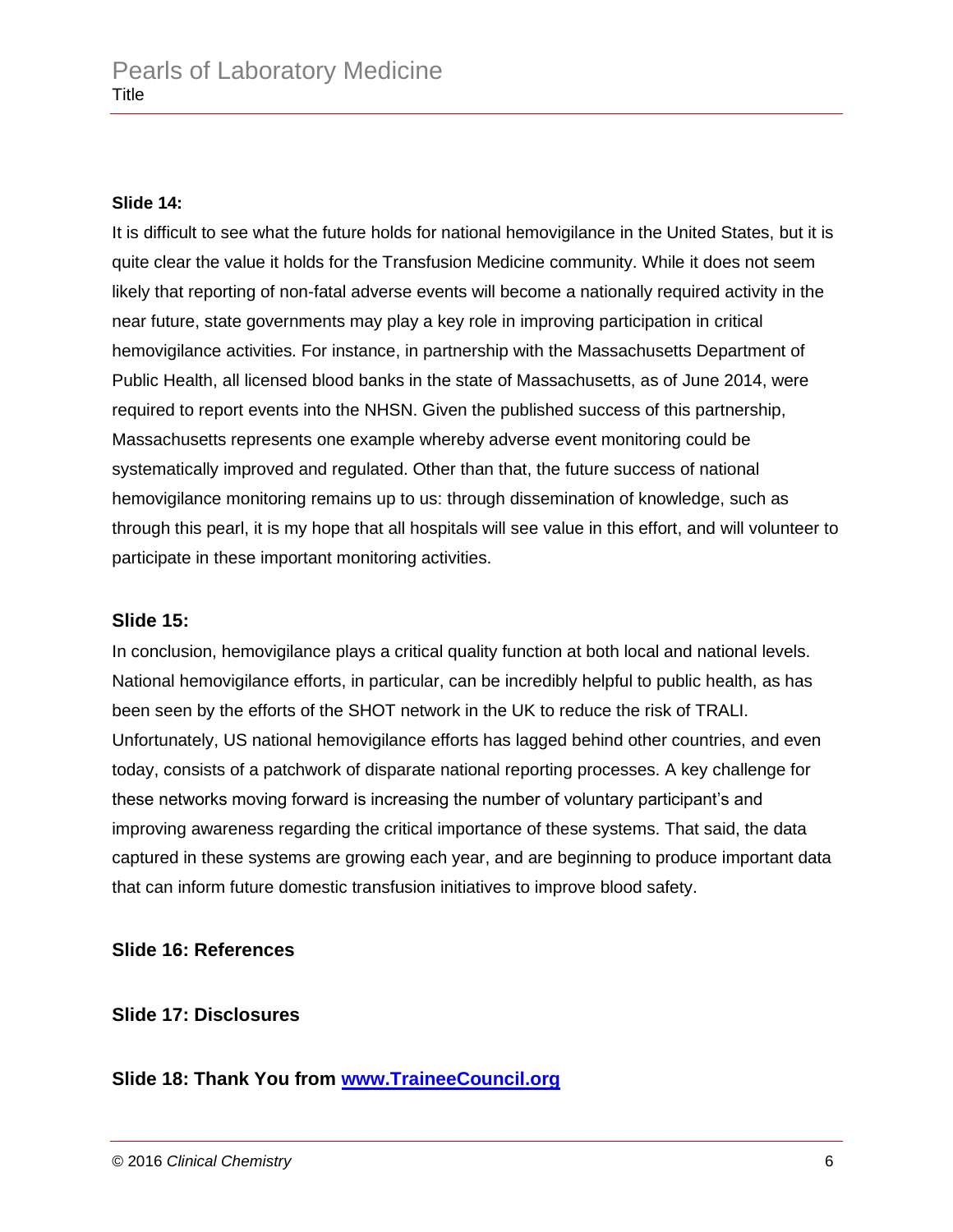**Slide 14:**

It is difficult to see what the future holds for national hemovigilance in the United States, but it is quite clear the value it holds for the Transfusion Medicine community. While it does not seem likely that reporting of non-fatal adverse events will become a nationally required activity in the near future, state governments may play a key role in improving participation in critical hemovigilance activities. For instance, in partnership with the Massachusetts Department of Public Health, all licensed blood banks in the state of Massachusetts, as of June 2014, were required to report events into the NHSN. Given the published success of this partnership, Massachusetts represents one example whereby adverse event monitoring could be systematically improved and regulated. Other than that, the future success of national hemovigilance monitoring remains up to us: through dissemination of knowledge, such as through this pearl, it is my hope that all hospitals will see value in this effort, and will volunteer to participate in these important monitoring activities.

## Slide 15:

In conclusion, hemovigilance plays a critical quality function at both local and national levels. National hemovigilance efforts, in particular, can be incredibly helpful to public health, as has been seen by the efforts of the SHOT network in the UK to reduce the risk of TRALI. Unfortunately, US national hemovigilance efforts has lagged behind other countries, and even today, consists of a patchwork of disparate national reporting processes. A key challenge for these networks moving forward is increasing the number of voluntary participant's and improving awareness regarding the critical importance of these systems. That said, the data captured in these systems are growing each year, and are beginning to produce important data that can inform future domestic transfusion initiatives to improve blood safety.

## Slide 16: References

## Slide 17: Disclosures

## Slide 18: Thank You from www.TraineeCouncil.org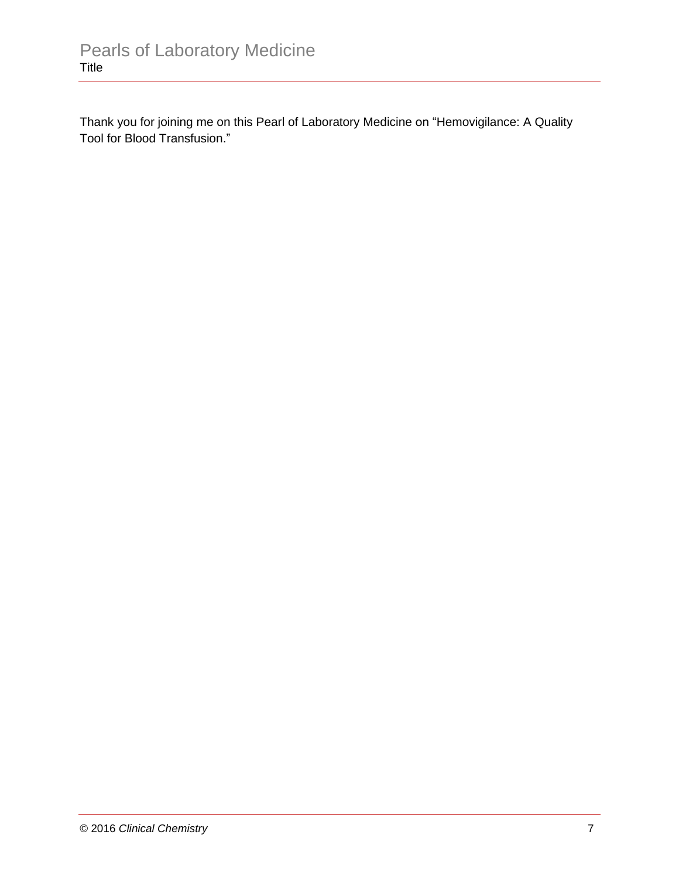Thank you for joining me on this Pearl of Laboratory Medicine on “Hemovigilance: A Quality Tool for Blood Transfusion.”